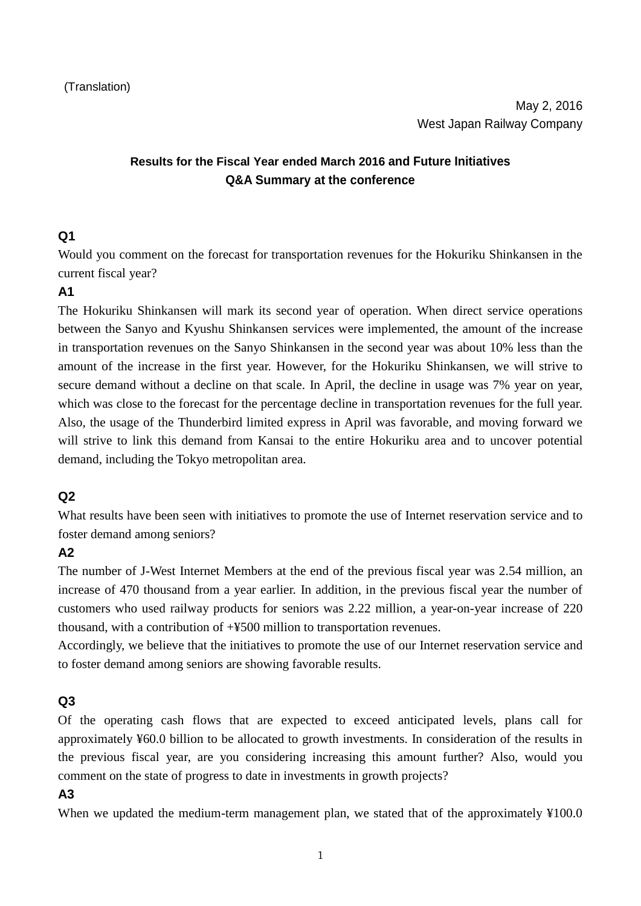(Translation)

May 2, 2016

West Japan Railway Company

## Results for the Fiscal Year ended March 2016 and Future Initiatives
## Q&A Summary at the conference

**Q1**

Would you comment on the forecast for transportation revenues for the Hokuriku Shinkansen in the current fiscal year?

**A1**

The Hokuriku Shinkansen will mark its second year of operation. When direct service operations between the Sanyo and Kyushu Shinkansen services were implemented, the amount of the increase in transportation revenues on the Sanyo Shinkansen in the second year was about 10% less than the amount of the increase in the first year. However, for the Hokuriku Shinkansen, we will strive to secure demand without a decline on that scale. In April, the decline in usage was 7% year on year, which was close to the forecast for the percentage decline in transportation revenues for the full year. Also, the usage of the Thunderbird limited express in April was favorable, and moving forward we will strive to link this demand from Kansai to the entire Hokuriku area and to uncover potential demand, including the Tokyo metropolitan area.

**Q2**

What results have been seen with initiatives to promote the use of Internet reservation service and to foster demand among seniors?

**A2**

The number of J-West Internet Members at the end of the previous fiscal year was 2.54 million, an increase of 470 thousand from a year earlier. In addition, in the previous fiscal year the number of customers who used railway products for seniors was 2.22 million, a year-on-year increase of 220 thousand, with a contribution of +¥500 million to transportation revenues.

Accordingly, we believe that the initiatives to promote the use of our Internet reservation service and to foster demand among seniors are showing favorable results.

**Q3**

Of the operating cash flows that are expected to exceed anticipated levels, plans call for approximately ¥60.0 billion to be allocated to growth investments. In consideration of the results in the previous fiscal year, are you considering increasing this amount further? Also, would you comment on the state of progress to date in investments in growth projects?

**A3**

When we updated the medium-term management plan, we stated that of the approximately ¥100.0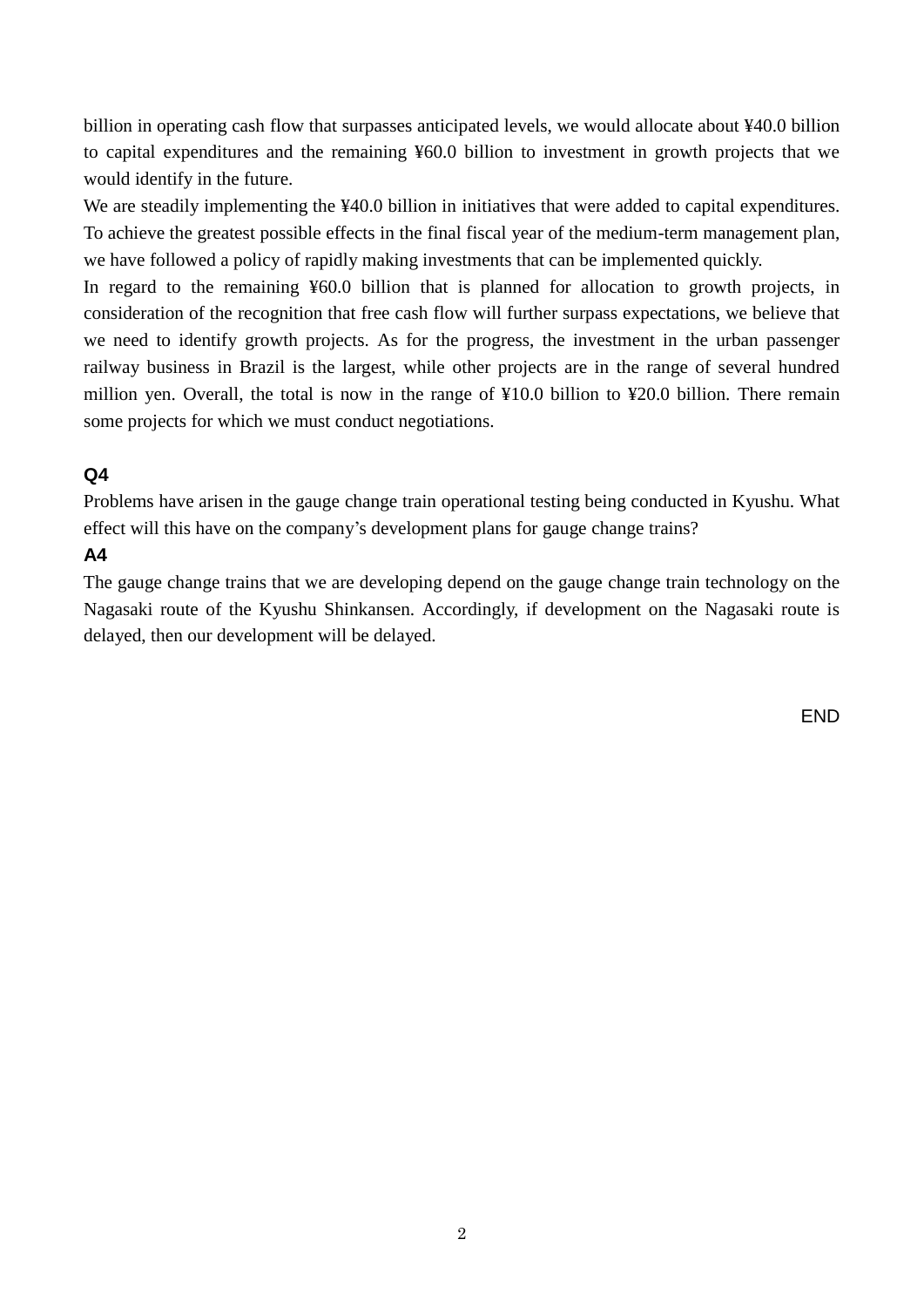billion in operating cash flow that surpasses anticipated levels, we would allocate about ¥40.0 billion to capital expenditures and the remaining ¥60.0 billion to investment in growth projects that we would identify in the future.

We are steadily implementing the ¥40.0 billion in initiatives that were added to capital expenditures. To achieve the greatest possible effects in the final fiscal year of the medium-term management plan, we have followed a policy of rapidly making investments that can be implemented quickly.

In regard to the remaining ¥60.0 billion that is planned for allocation to growth projects, in consideration of the recognition that free cash flow will further surpass expectations, we believe that we need to identify growth projects. As for the progress, the investment in the urban passenger railway business in Brazil is the largest, while other projects are in the range of several hundred million yen. Overall, the total is now in the range of ¥10.0 billion to ¥20.0 billion. There remain some projects for which we must conduct negotiations.

**Q4**

Problems have arisen in the gauge change train operational testing being conducted in Kyushu. What effect will this have on the company's development plans for gauge change trains?

**A4**

The gauge change trains that we are developing depend on the gauge change train technology on the Nagasaki route of the Kyushu Shinkansen. Accordingly, if development on the Nagasaki route is delayed, then our development will be delayed.

END